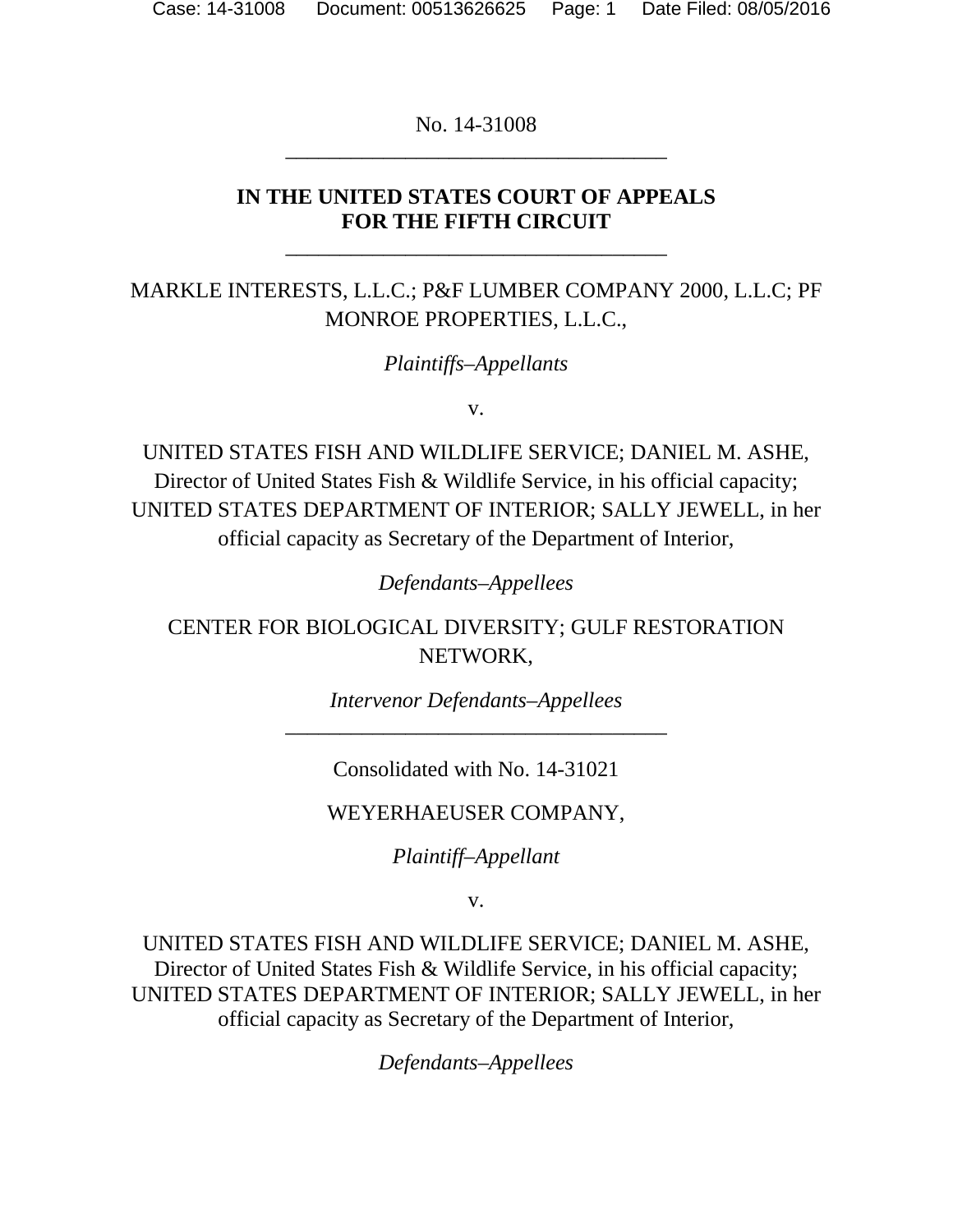No. 14-31008

---

**IN THE UNITED STATES COURT OF APPEALS**
**FOR THE FIFTH CIRCUIT**

---

MARKLE INTERESTS, L.L.C.; P&F LUMBER COMPANY 2000, L.L.C; PF MONROE PROPERTIES, L.L.C.,

*Plaintiffs–Appellants*

v.

UNITED STATES FISH AND WILDLIFE SERVICE; DANIEL M. ASHE, Director of United States Fish & Wildlife Service, in his official capacity; UNITED STATES DEPARTMENT OF INTERIOR; SALLY JEWELL, in her official capacity as Secretary of the Department of Interior,

*Defendants–Appellees*

CENTER FOR BIOLOGICAL DIVERSITY; GULF RESTORATION NETWORK,

*Intervenor Defendants–Appellees*

---

Consolidated with No. 14-31021

WEYERHAEUSER COMPANY,

*Plaintiff–Appellant*

v.

UNITED STATES FISH AND WILDLIFE SERVICE; DANIEL M. ASHE, Director of United States Fish & Wildlife Service, in his official capacity; UNITED STATES DEPARTMENT OF INTERIOR; SALLY JEWELL, in her official capacity as Secretary of the Department of Interior,

*Defendants–Appellees*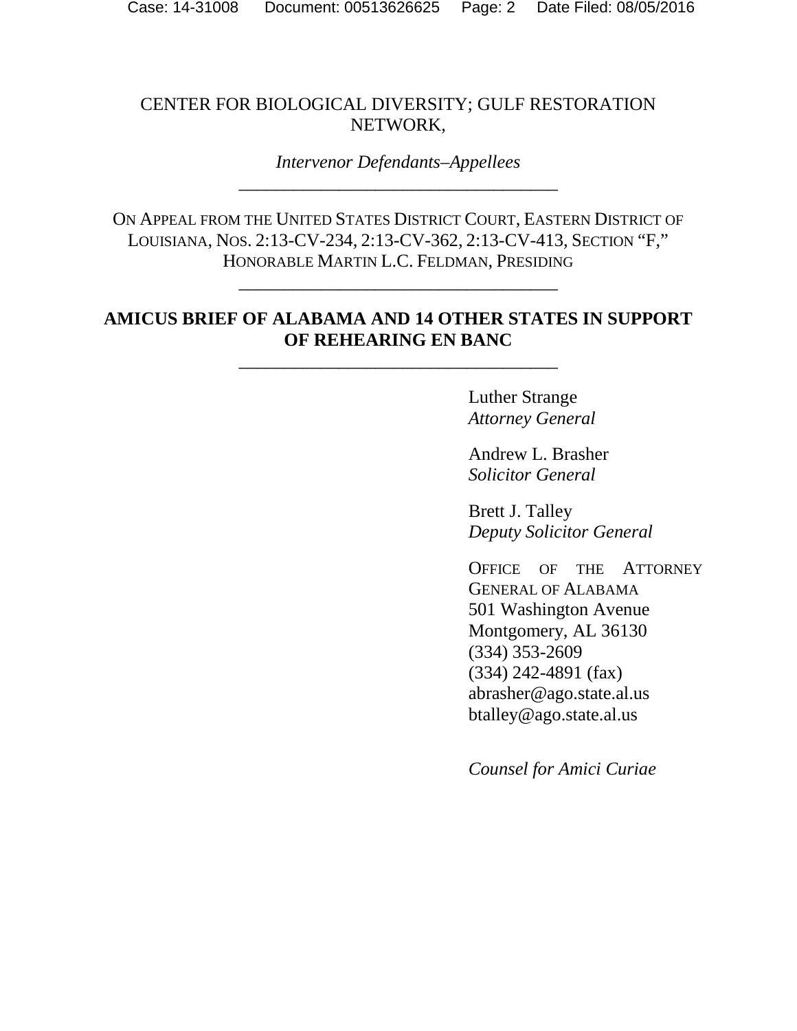CENTER FOR BIOLOGICAL DIVERSITY; GULF RESTORATION NETWORK,

*Intervenor Defendants–Appellees*

---

ON APPEAL FROM THE UNITED STATES DISTRICT COURT, EASTERN DISTRICT OF LOUISIANA, NOS. 2:13-CV-234, 2:13-CV-362, 2:13-CV-413, SECTION "F," HONORABLE MARTIN L.C. FELDMAN, PRESIDING

---

**AMICUS BRIEF OF ALABAMA AND 14 OTHER STATES IN SUPPORT OF REHEARING EN BANC**

---

Luther Strange
*Attorney General*

Andrew L. Brasher
*Solicitor General*

Brett J. Talley
*Deputy Solicitor General*

OFFICE OF THE ATTORNEY GENERAL OF ALABAMA
501 Washington Avenue
Montgomery, AL 36130
(334) 353-2609
(334) 242-4891 (fax)
abrasher@ago.state.al.us
btalley@ago.state.al.us

*Counsel for Amici Curiae*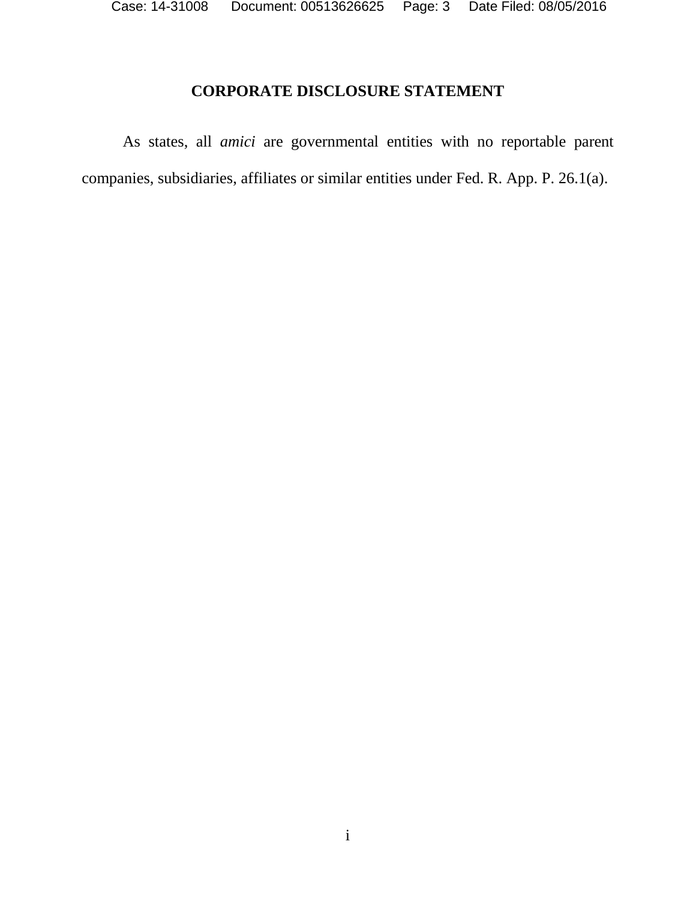## CORPORATE DISCLOSURE STATEMENT

As states, all *amici* are governmental entities with no reportable parent companies, subsidiaries, affiliates or similar entities under Fed. R. App. P. 26.1(a).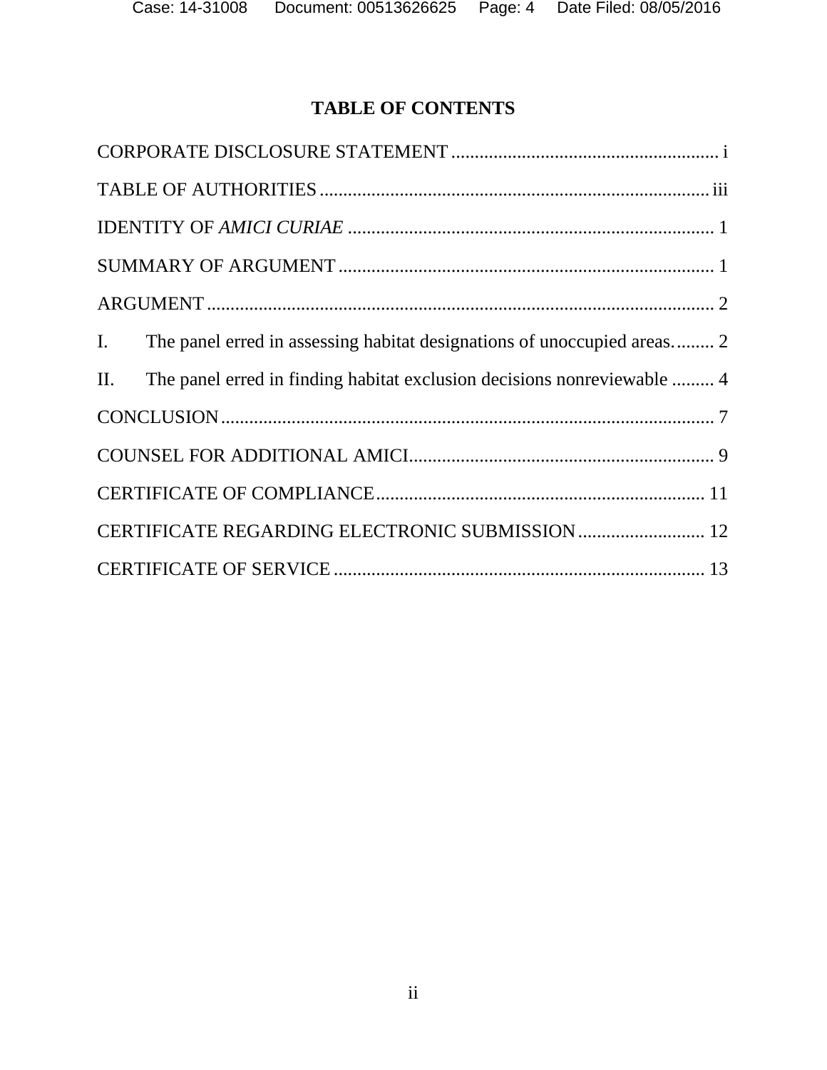# TABLE OF CONTENTS

CORPORATE DISCLOSURE STATEMENT ........................................................ i

TABLE OF AUTHORITIES .................................................................................. iii

IDENTITY OF *AMICI CURIAE* ............................................................................. 1

SUMMARY OF ARGUMENT ............................................................................... 1

ARGUMENT ........................................................................................................... 2

I. The panel erred in assessing habitat designations of unoccupied areas. ........ 2

II. The panel erred in finding habitat exclusion decisions nonreviewable ......... 4

CONCLUSION ........................................................................................................ 7

COUNSEL FOR ADDITIONAL AMICI ................................................................. 9

CERTIFICATE OF COMPLIANCE ..................................................................... 11

CERTIFICATE REGARDING ELECTRONIC SUBMISSION ........................... 12

CERTIFICATE OF SERVICE .............................................................................. 13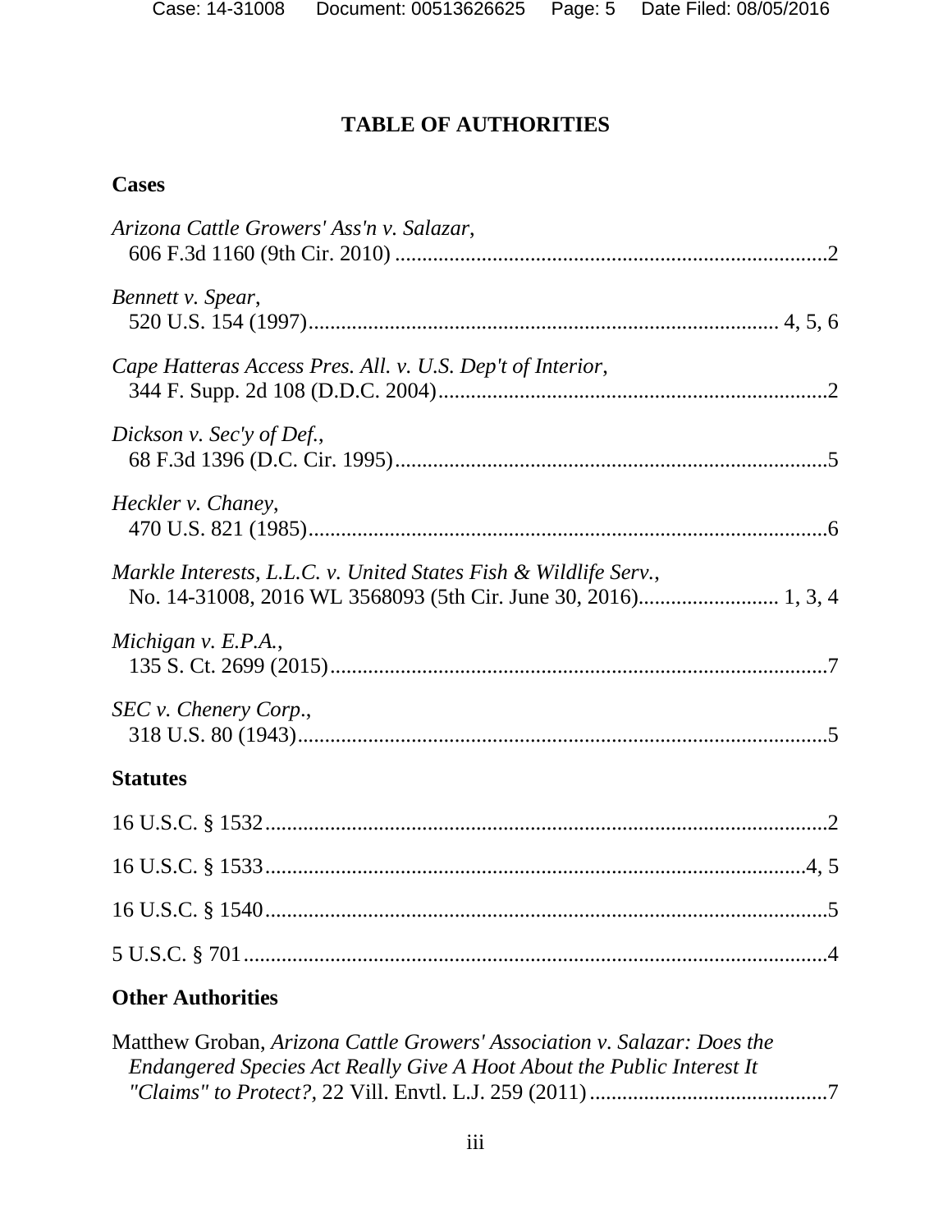# TABLE OF AUTHORITIES

## Cases

*Arizona Cattle Growers' Ass'n v. Salazar*,
606 F.3d 1160 (9th Cir. 2010) ..............................................................................2

*Bennett v. Spear*,
520 U.S. 154 (1997)................................................................................... 4, 5, 6

*Cape Hatteras Access Pres. All. v. U.S. Dep't of Interior*,
344 F. Supp. 2d 108 (D.D.C. 2004).......................................................................2

*Dickson v. Sec'y of Def.*,
68 F.3d 1396 (D.C. Cir. 1995)...............................................................................5

*Heckler v. Chaney*,
470 U.S. 821 (1985)...............................................................................................6

*Markle Interests, L.L.C. v. United States Fish & Wildlife Serv.*,
No. 14-31008, 2016 WL 3568093 (5th Cir. June 30, 2016)......................... 1, 3, 4

*Michigan v. E.P.A.*,
135 S. Ct. 2699 (2015)...........................................................................................7

*SEC v. Chenery Corp.*,
318 U.S. 80 (1943).................................................................................................5

## Statutes

16 U.S.C. § 1532.......................................................................................................2

16 U.S.C. § 1533....................................................................................................4, 5

16 U.S.C. § 1540.......................................................................................................5

5 U.S.C. § 701..........................................................................................................4

## Other Authorities

Matthew Groban, *Arizona Cattle Growers' Association v. Salazar: Does the Endangered Species Act Really Give A Hoot About the Public Interest It "Claims" to Protect?*, 22 Vill. Envtl. L.J. 259 (2011)............................................7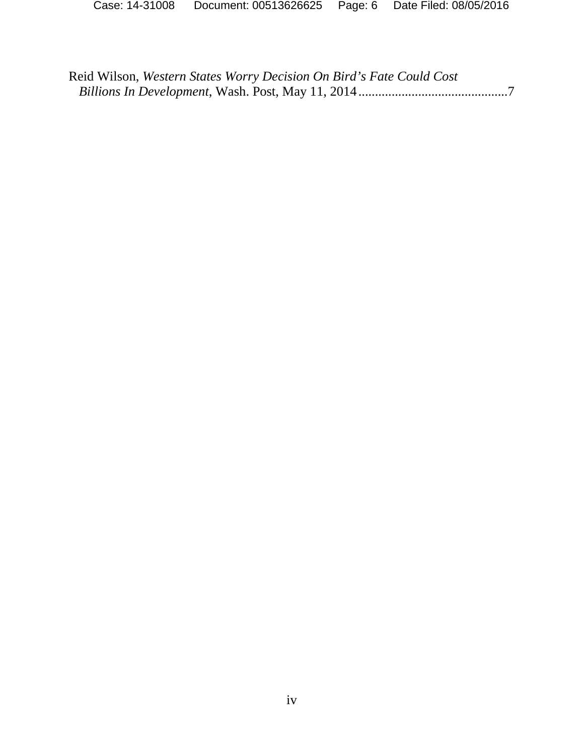Reid Wilson, *Western States Worry Decision On Bird's Fate Could Cost Billions In Development*, Wash. Post, May 11, 2014............................................7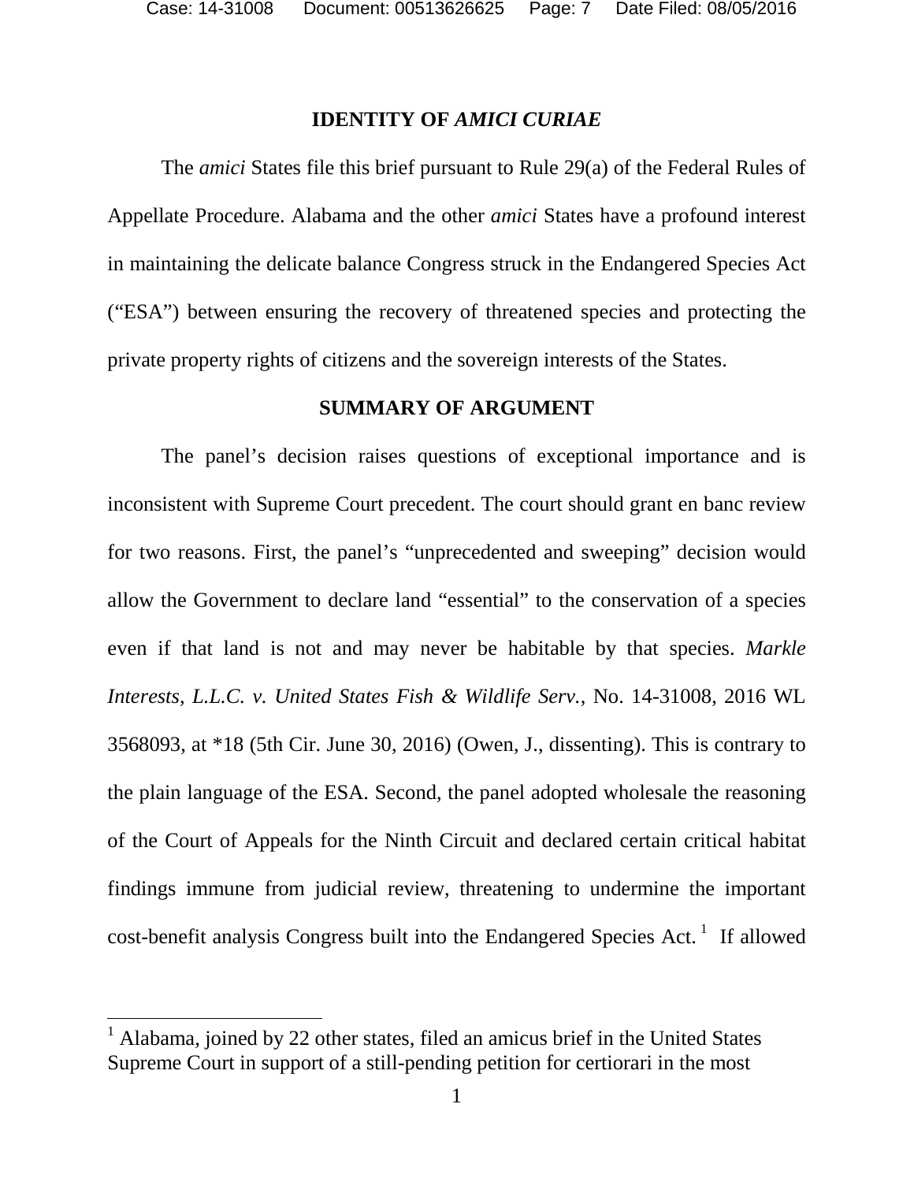## IDENTITY OF *AMICI CURIAE*

The *amici* States file this brief pursuant to Rule 29(a) of the Federal Rules of Appellate Procedure. Alabama and the other *amici* States have a profound interest in maintaining the delicate balance Congress struck in the Endangered Species Act ("ESA") between ensuring the recovery of threatened species and protecting the private property rights of citizens and the sovereign interests of the States.

## SUMMARY OF ARGUMENT

The panel's decision raises questions of exceptional importance and is inconsistent with Supreme Court precedent. The court should grant en banc review for two reasons. First, the panel's "unprecedented and sweeping" decision would allow the Government to declare land "essential" to the conservation of a species even if that land is not and may never be habitable by that species. *Markle Interests, L.L.C. v. United States Fish & Wildlife Serv.*, No. 14-31008, 2016 WL 3568093, at *18 (5th Cir. June 30, 2016) (Owen, J., dissenting). This is contrary to the plain language of the ESA. Second, the panel adopted wholesale the reasoning of the Court of Appeals for the Ninth Circuit and declared certain critical habitat findings immune from judicial review, threatening to undermine the important cost-benefit analysis Congress built into the Endangered Species Act.[1] If allowed

[1] Alabama, joined by 22 other states, filed an amicus brief in the United States Supreme Court in support of a still-pending petition for certiorari in the most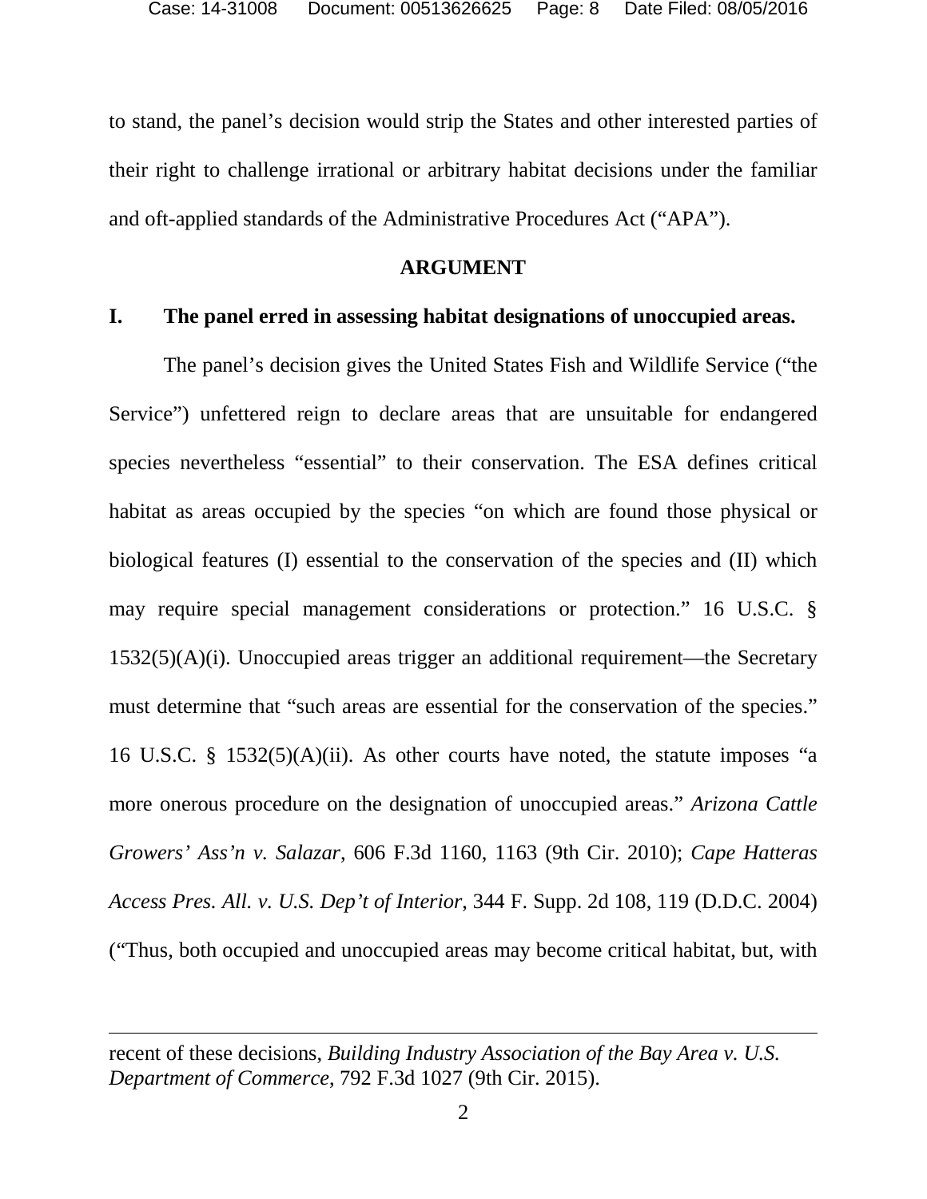to stand, the panel's decision would strip the States and other interested parties of their right to challenge irrational or arbitrary habitat decisions under the familiar and oft-applied standards of the Administrative Procedures Act ("APA").

## ARGUMENT

### I. The panel erred in assessing habitat designations of unoccupied areas.

The panel's decision gives the United States Fish and Wildlife Service ("the Service") unfettered reign to declare areas that are unsuitable for endangered species nevertheless "essential" to their conservation. The ESA defines critical habitat as areas occupied by the species "on which are found those physical or biological features (I) essential to the conservation of the species and (II) which may require special management considerations or protection." 16 U.S.C. § 1532(5)(A)(i). Unoccupied areas trigger an additional requirement—the Secretary must determine that "such areas are essential for the conservation of the species." 16 U.S.C. § 1532(5)(A)(ii). As other courts have noted, the statute imposes "a more onerous procedure on the designation of unoccupied areas." *Arizona Cattle Growers' Ass'n v. Salazar*, 606 F.3d 1160, 1163 (9th Cir. 2010); *Cape Hatteras Access Pres. All. v. U.S. Dep't of Interior*, 344 F. Supp. 2d 108, 119 (D.D.C. 2004) ("Thus, both occupied and unoccupied areas may become critical habitat, but, with

---

recent of these decisions, *Building Industry Association of the Bay Area v. U.S. Department of Commerce*, 792 F.3d 1027 (9th Cir. 2015).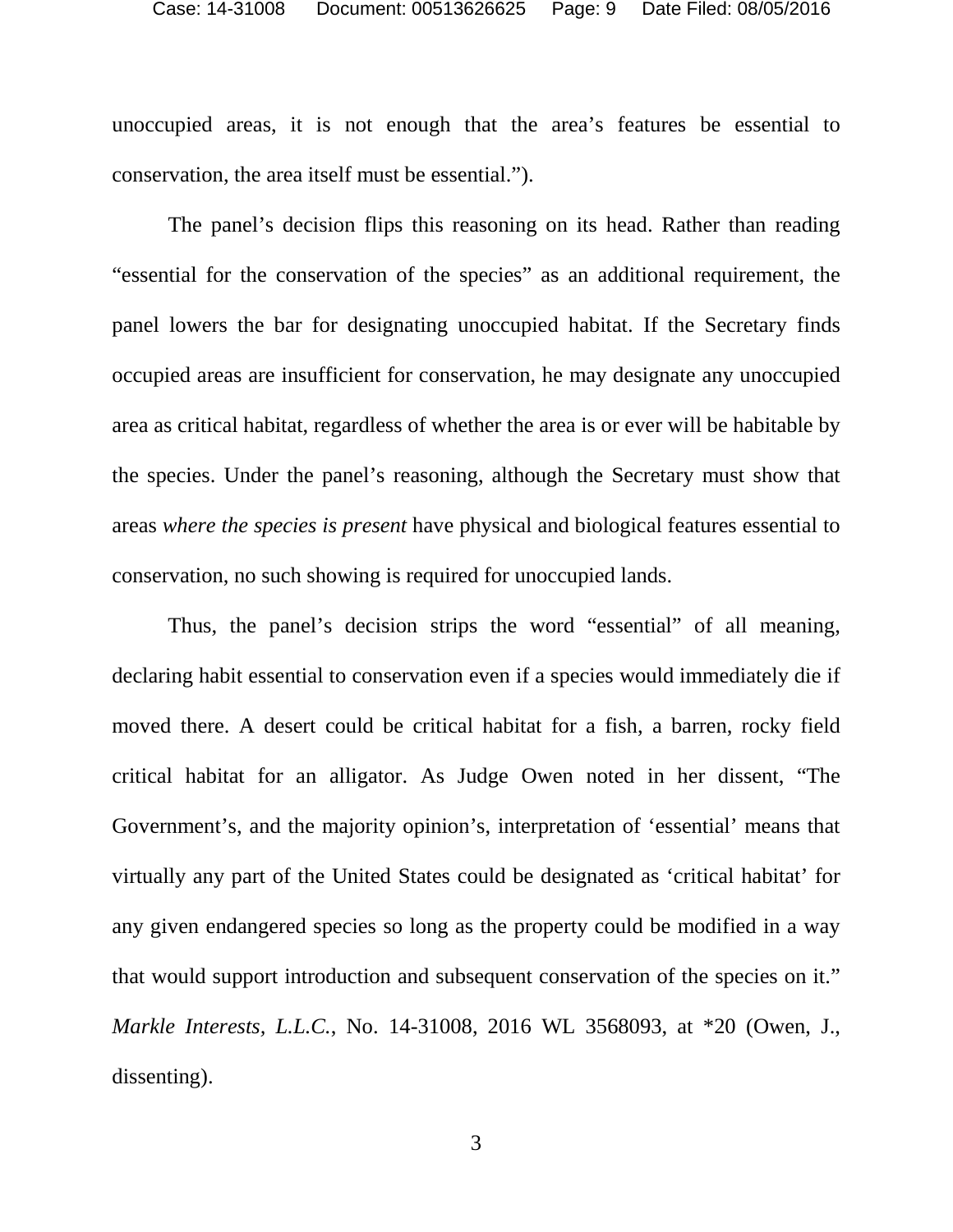unoccupied areas, it is not enough that the area's features be essential to conservation, the area itself must be essential.").

The panel's decision flips this reasoning on its head. Rather than reading "essential for the conservation of the species" as an additional requirement, the panel lowers the bar for designating unoccupied habitat. If the Secretary finds occupied areas are insufficient for conservation, he may designate any unoccupied area as critical habitat, regardless of whether the area is or ever will be habitable by the species. Under the panel's reasoning, although the Secretary must show that areas *where the species is present* have physical and biological features essential to conservation, no such showing is required for unoccupied lands.

Thus, the panel's decision strips the word "essential" of all meaning, declaring habit essential to conservation even if a species would immediately die if moved there. A desert could be critical habitat for a fish, a barren, rocky field critical habitat for an alligator. As Judge Owen noted in her dissent, "The Government's, and the majority opinion's, interpretation of 'essential' means that virtually any part of the United States could be designated as 'critical habitat' for any given endangered species so long as the property could be modified in a way that would support introduction and subsequent conservation of the species on it." *Markle Interests, L.L.C.*, No. 14-31008, 2016 WL 3568093, at *20 (Owen, J., dissenting).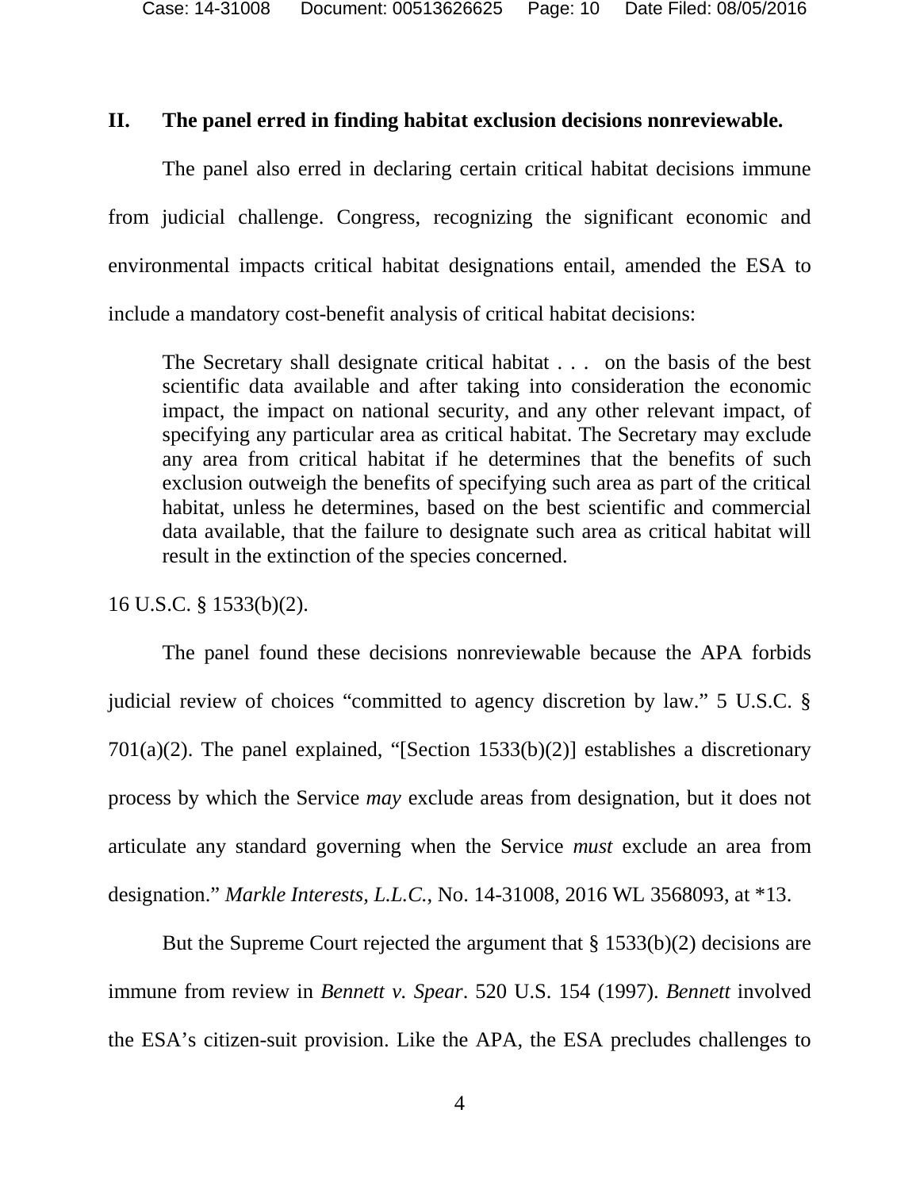## II. The panel erred in finding habitat exclusion decisions nonreviewable.

The panel also erred in declaring certain critical habitat decisions immune from judicial challenge. Congress, recognizing the significant economic and environmental impacts critical habitat designations entail, amended the ESA to include a mandatory cost-benefit analysis of critical habitat decisions:

> The Secretary shall designate critical habitat . . . on the basis of the best scientific data available and after taking into consideration the economic impact, the impact on national security, and any other relevant impact, of specifying any particular area as critical habitat. The Secretary may exclude any area from critical habitat if he determines that the benefits of such exclusion outweigh the benefits of specifying such area as part of the critical habitat, unless he determines, based on the best scientific and commercial data available, that the failure to designate such area as critical habitat will result in the extinction of the species concerned.

16 U.S.C. § 1533(b)(2).

The panel found these decisions nonreviewable because the APA forbids judicial review of choices "committed to agency discretion by law." 5 U.S.C. § 701(a)(2). The panel explained, "[Section 1533(b)(2)] establishes a discretionary process by which the Service *may* exclude areas from designation, but it does not articulate any standard governing when the Service *must* exclude an area from designation." *Markle Interests, L.L.C.*, No. 14-31008, 2016 WL 3568093, at *13.

But the Supreme Court rejected the argument that § 1533(b)(2) decisions are immune from review in *Bennett v. Spear*. 520 U.S. 154 (1997). *Bennett* involved the ESA's citizen-suit provision. Like the APA, the ESA precludes challenges to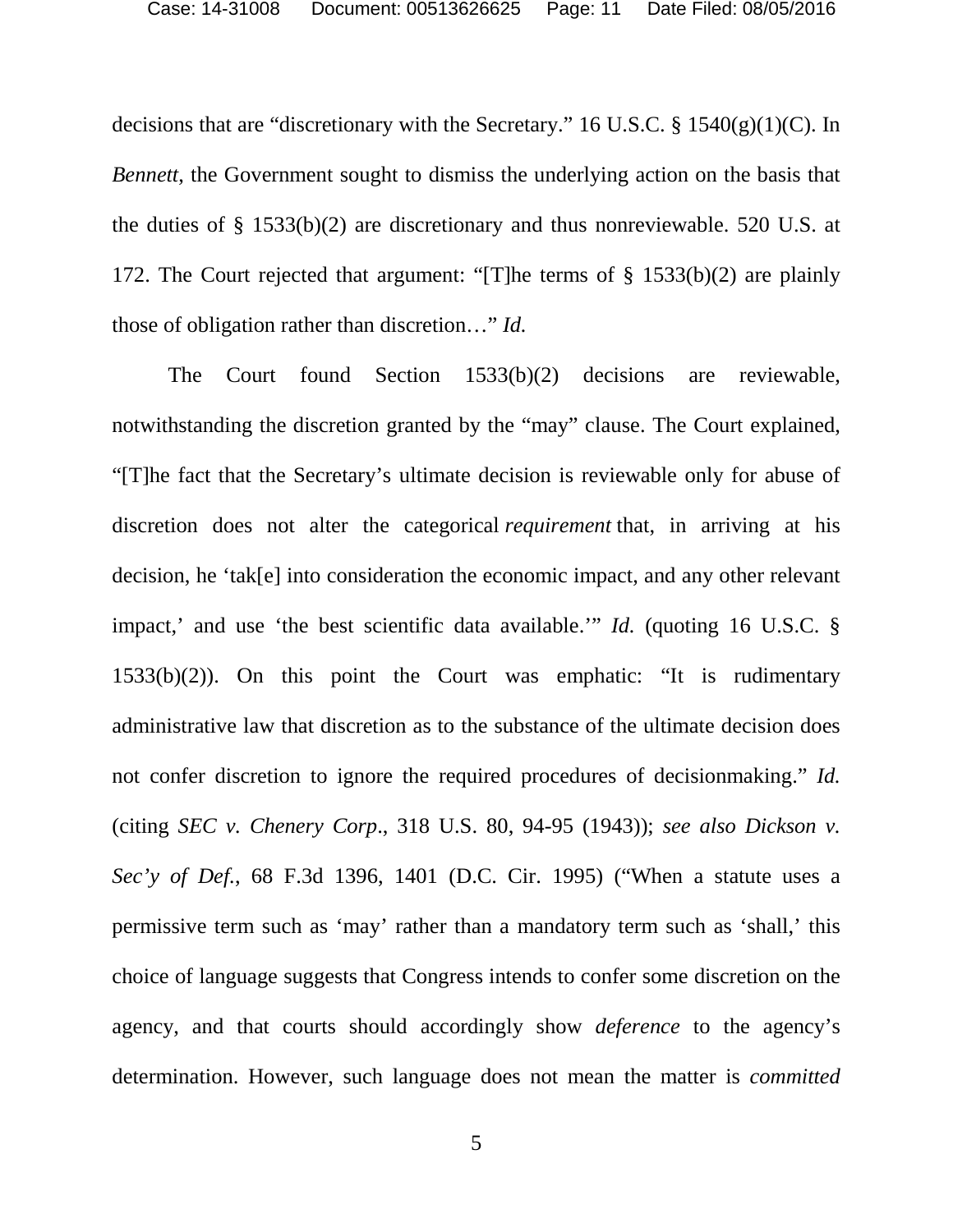decisions that are "discretionary with the Secretary." 16 U.S.C. § 1540(g)(1)(C). In *Bennett*, the Government sought to dismiss the underlying action on the basis that the duties of § 1533(b)(2) are discretionary and thus nonreviewable. 520 U.S. at 172. The Court rejected that argument: "[T]he terms of § 1533(b)(2) are plainly those of obligation rather than discretion…" *Id.*

The Court found Section 1533(b)(2) decisions are reviewable, notwithstanding the discretion granted by the "may" clause. The Court explained, "[T]he fact that the Secretary's ultimate decision is reviewable only for abuse of discretion does not alter the categorical *requirement* that, in arriving at his decision, he 'tak[e] into consideration the economic impact, and any other relevant impact,' and use 'the best scientific data available.'" *Id.* (quoting 16 U.S.C. § 1533(b)(2)). On this point the Court was emphatic: "It is rudimentary administrative law that discretion as to the substance of the ultimate decision does not confer discretion to ignore the required procedures of decisionmaking." *Id.* (citing *SEC v. Chenery Corp*., 318 U.S. 80, 94-95 (1943)); *see also Dickson v. Sec'y of Def.*, 68 F.3d 1396, 1401 (D.C. Cir. 1995) ("When a statute uses a permissive term such as 'may' rather than a mandatory term such as 'shall,' this choice of language suggests that Congress intends to confer some discretion on the agency, and that courts should accordingly show *deference* to the agency's determination. However, such language does not mean the matter is *committed*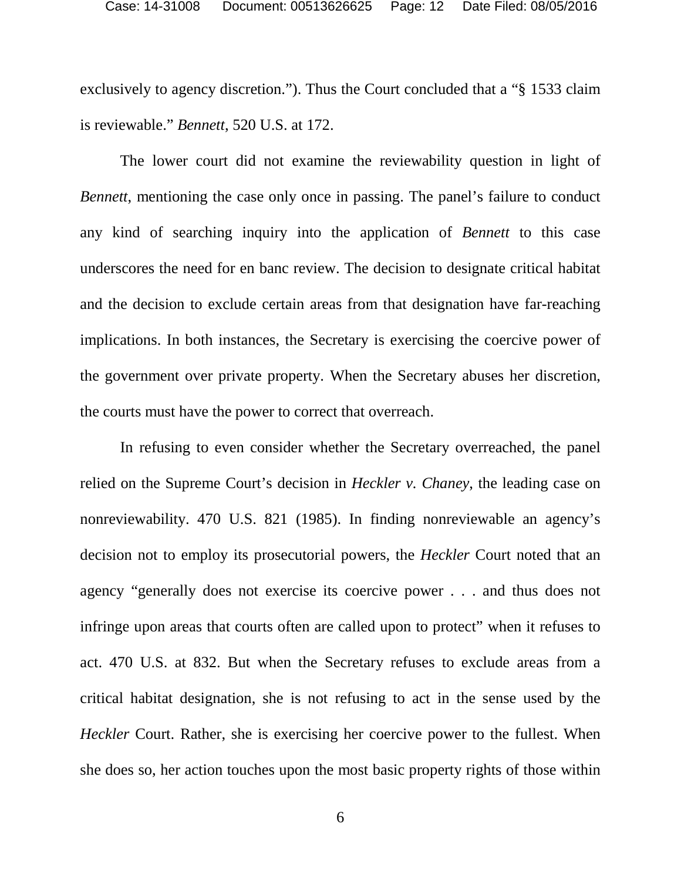exclusively to agency discretion.”). Thus the Court concluded that a “§ 1533 claim is reviewable.” *Bennett*, 520 U.S. at 172.

The lower court did not examine the reviewability question in light of *Bennett*, mentioning the case only once in passing. The panel’s failure to conduct any kind of searching inquiry into the application of *Bennett* to this case underscores the need for en banc review. The decision to designate critical habitat and the decision to exclude certain areas from that designation have far-reaching implications. In both instances, the Secretary is exercising the coercive power of the government over private property. When the Secretary abuses her discretion, the courts must have the power to correct that overreach.

In refusing to even consider whether the Secretary overreached, the panel relied on the Supreme Court’s decision in *Heckler v. Chaney*, the leading case on nonreviewability. 470 U.S. 821 (1985). In finding nonreviewable an agency’s decision not to employ its prosecutorial powers, the *Heckler* Court noted that an agency “generally does not exercise its coercive power . . . and thus does not infringe upon areas that courts often are called upon to protect” when it refuses to act. 470 U.S. at 832. But when the Secretary refuses to exclude areas from a critical habitat designation, she is not refusing to act in the sense used by the *Heckler* Court. Rather, she is exercising her coercive power to the fullest. When she does so, her action touches upon the most basic property rights of those within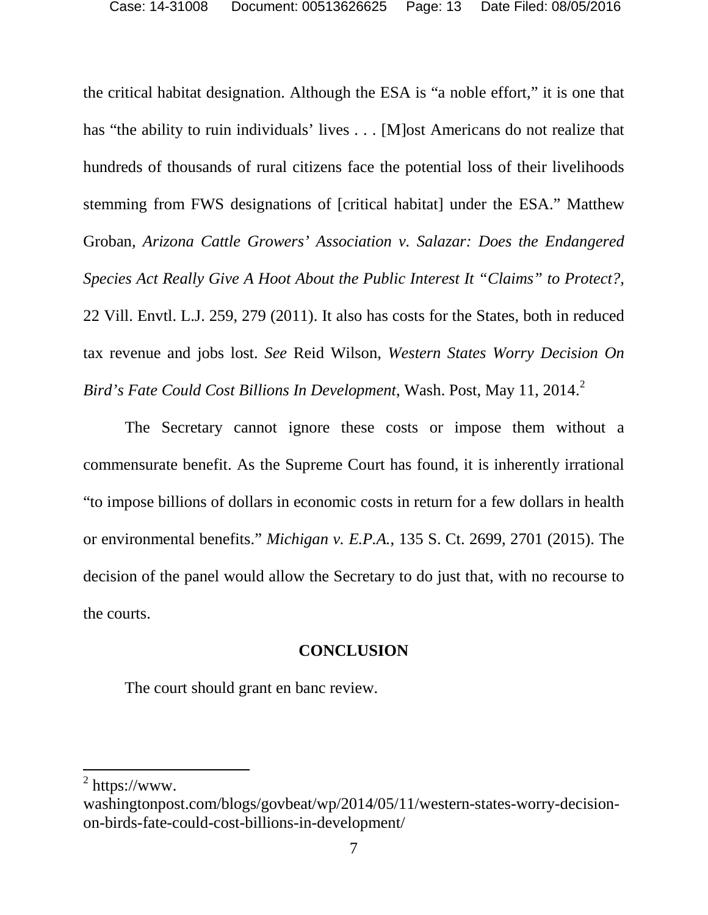the critical habitat designation. Although the ESA is "a noble effort," it is one that has "the ability to ruin individuals' lives . . . [M]ost Americans do not realize that hundreds of thousands of rural citizens face the potential loss of their livelihoods stemming from FWS designations of [critical habitat] under the ESA." Matthew Groban, *Arizona Cattle Growers' Association v. Salazar: Does the Endangered Species Act Really Give A Hoot About the Public Interest It "Claims" to Protect?*, 22 Vill. Envtl. L.J. 259, 279 (2011). It also has costs for the States, both in reduced tax revenue and jobs lost. *See* Reid Wilson, *Western States Worry Decision On Bird's Fate Could Cost Billions In Development*, Wash. Post, May 11, 2014.[2]

The Secretary cannot ignore these costs or impose them without a commensurate benefit. As the Supreme Court has found, it is inherently irrational "to impose billions of dollars in economic costs in return for a few dollars in health or environmental benefits." *Michigan v. E.P.A.*, 135 S. Ct. 2699, 2701 (2015). The decision of the panel would allow the Secretary to do just that, with no recourse to the courts.

## CONCLUSION

The court should grant en banc review.

---

[2] https://www.washingtonpost.com/blogs/govbeat/wp/2014/05/11/western-states-worry-decision-on-birds-fate-could-cost-billions-in-development/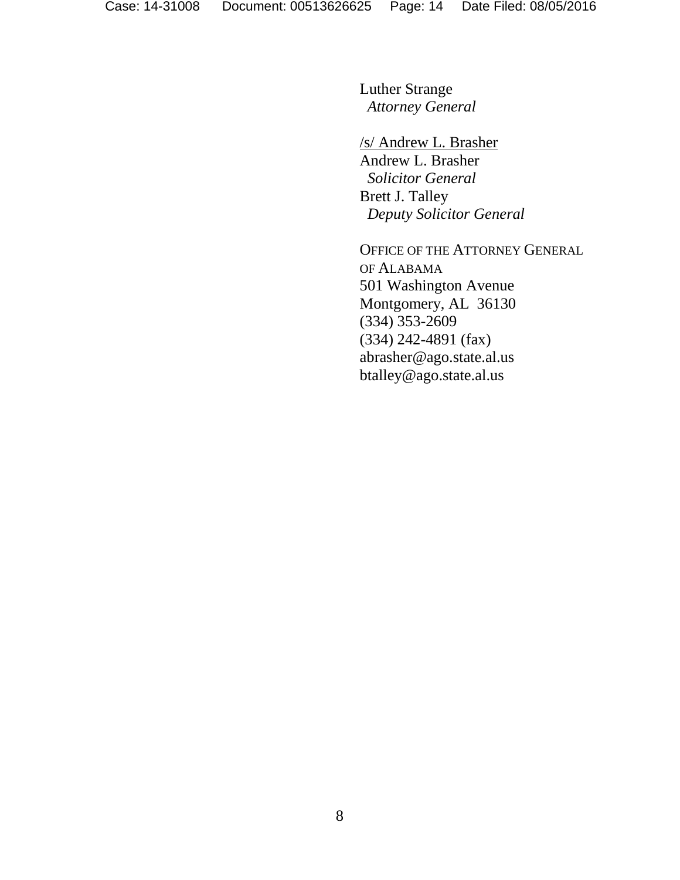Luther Strange
*Attorney General*

/s/ Andrew L. Brasher
Andrew L. Brasher
*Solicitor General*
Brett J. Talley
*Deputy Solicitor General*

OFFICE OF THE ATTORNEY GENERAL OF ALABAMA
501 Washington Avenue
Montgomery, AL 36130
(334) 353-2609
(334) 242-4891 (fax)
abrasher@ago.state.al.us
btalley@ago.state.al.us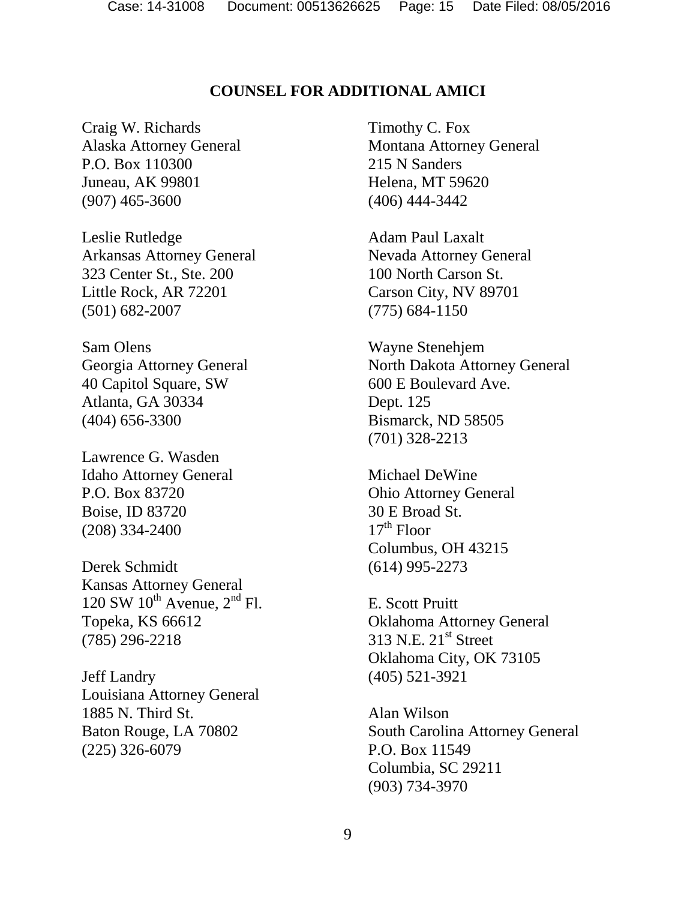**COUNSEL FOR ADDITIONAL AMICI**

Craig W. Richards
Alaska Attorney General
P.O. Box 110300
Juneau, AK 99801
(907) 465-3600

Leslie Rutledge
Arkansas Attorney General
323 Center St., Ste. 200
Little Rock, AR 72201
(501) 682-2007

Sam Olens
Georgia Attorney General
40 Capitol Square, SW
Atlanta, GA 30334
(404) 656-3300

Lawrence G. Wasden
Idaho Attorney General
P.O. Box 83720
Boise, ID 83720
(208) 334-2400

Derek Schmidt
Kansas Attorney General
120 SW 10th Avenue, 2nd Fl.
Topeka, KS 66612
(785) 296-2218

Jeff Landry
Louisiana Attorney General
1885 N. Third St.
Baton Rouge, LA 70802
(225) 326-6079

Timothy C. Fox
Montana Attorney General
215 N Sanders
Helena, MT 59620
(406) 444-3442

Adam Paul Laxalt
Nevada Attorney General
100 North Carson St.
Carson City, NV 89701
(775) 684-1150

Wayne Stenehjem
North Dakota Attorney General
600 E Boulevard Ave.
Dept. 125
Bismarck, ND 58505
(701) 328-2213

Michael DeWine
Ohio Attorney General
30 E Broad St.
17th Floor
Columbus, OH 43215
(614) 995-2273

E. Scott Pruitt
Oklahoma Attorney General
313 N.E. 21st Street
Oklahoma City, OK 73105
(405) 521-3921

Alan Wilson
South Carolina Attorney General
P.O. Box 11549
Columbia, SC 29211
(903) 734-3970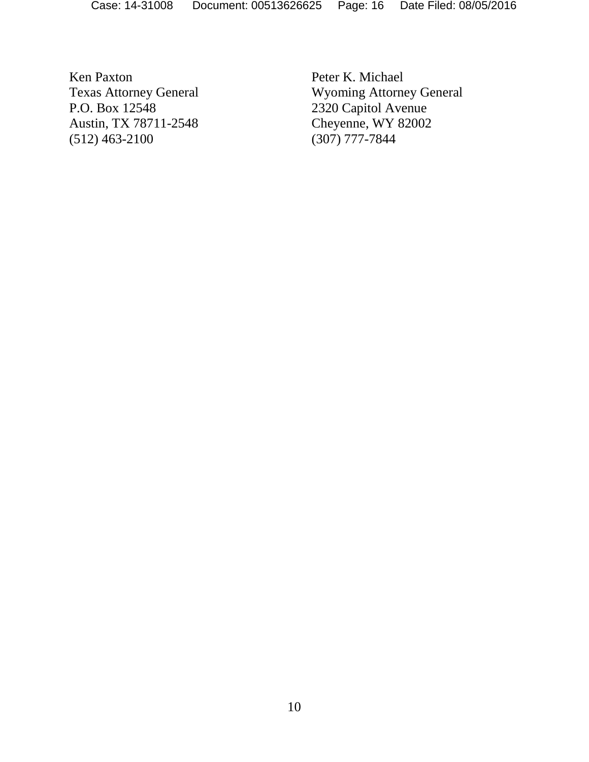Ken Paxton
Texas Attorney General
P.O. Box 12548
Austin, TX 78711-2548
(512) 463-2100

Peter K. Michael
Wyoming Attorney General
2320 Capitol Avenue
Cheyenne, WY 82002
(307) 777-7844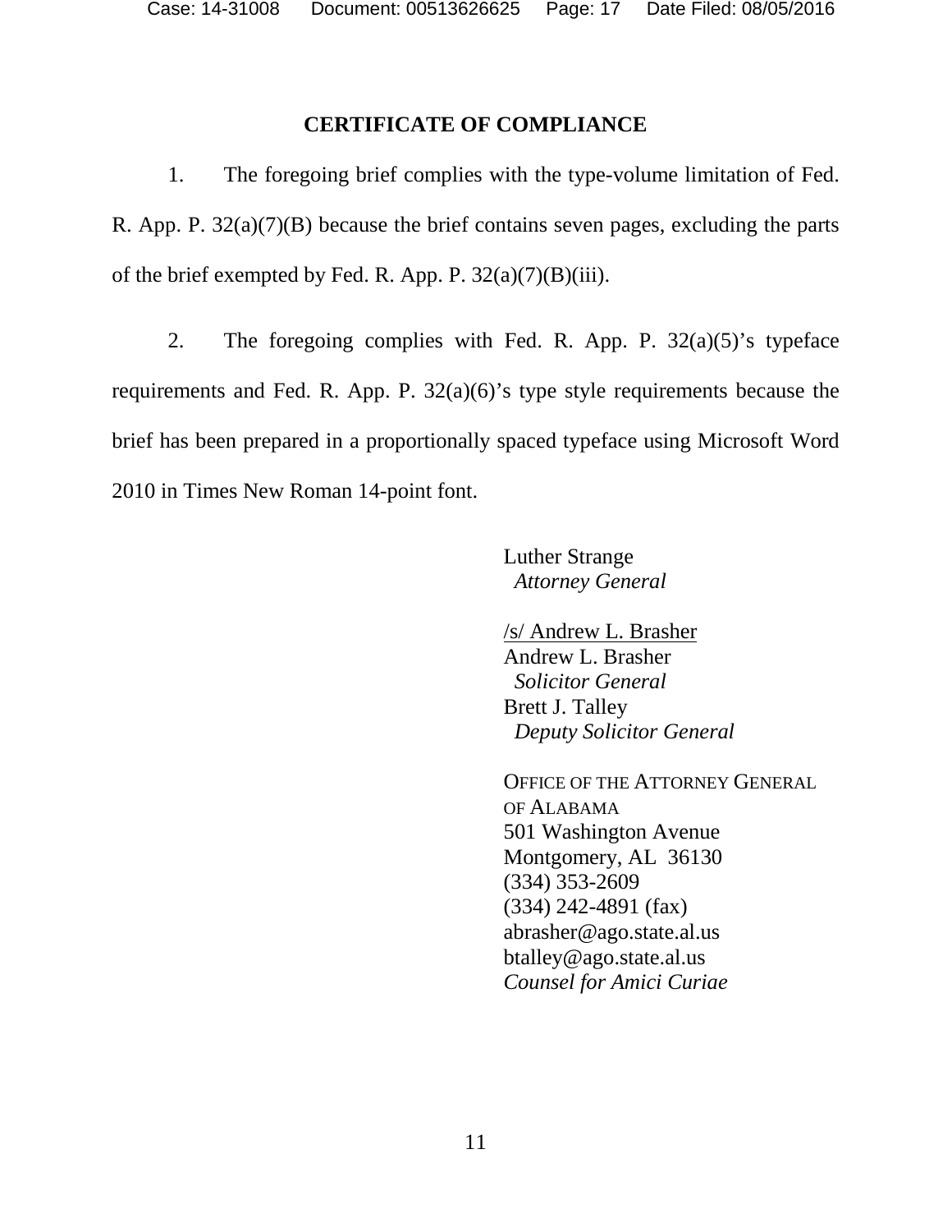## CERTIFICATE OF COMPLIANCE

1. The foregoing brief complies with the type-volume limitation of Fed. R. App. P. 32(a)(7)(B) because the brief contains seven pages, excluding the parts of the brief exempted by Fed. R. App. P. 32(a)(7)(B)(iii).

2. The foregoing complies with Fed. R. App. P. 32(a)(5)'s typeface requirements and Fed. R. App. P. 32(a)(6)'s type style requirements because the brief has been prepared in a proportionally spaced typeface using Microsoft Word 2010 in Times New Roman 14-point font.

Luther Strange
*Attorney General*

/s/ Andrew L. Brasher
Andrew L. Brasher
*Solicitor General*
Brett J. Talley
*Deputy Solicitor General*

OFFICE OF THE ATTORNEY GENERAL OF ALABAMA
501 Washington Avenue
Montgomery, AL 36130
(334) 353-2609
(334) 242-4891 (fax)
abrasher@ago.state.al.us
btalley@ago.state.al.us
*Counsel for Amici Curiae*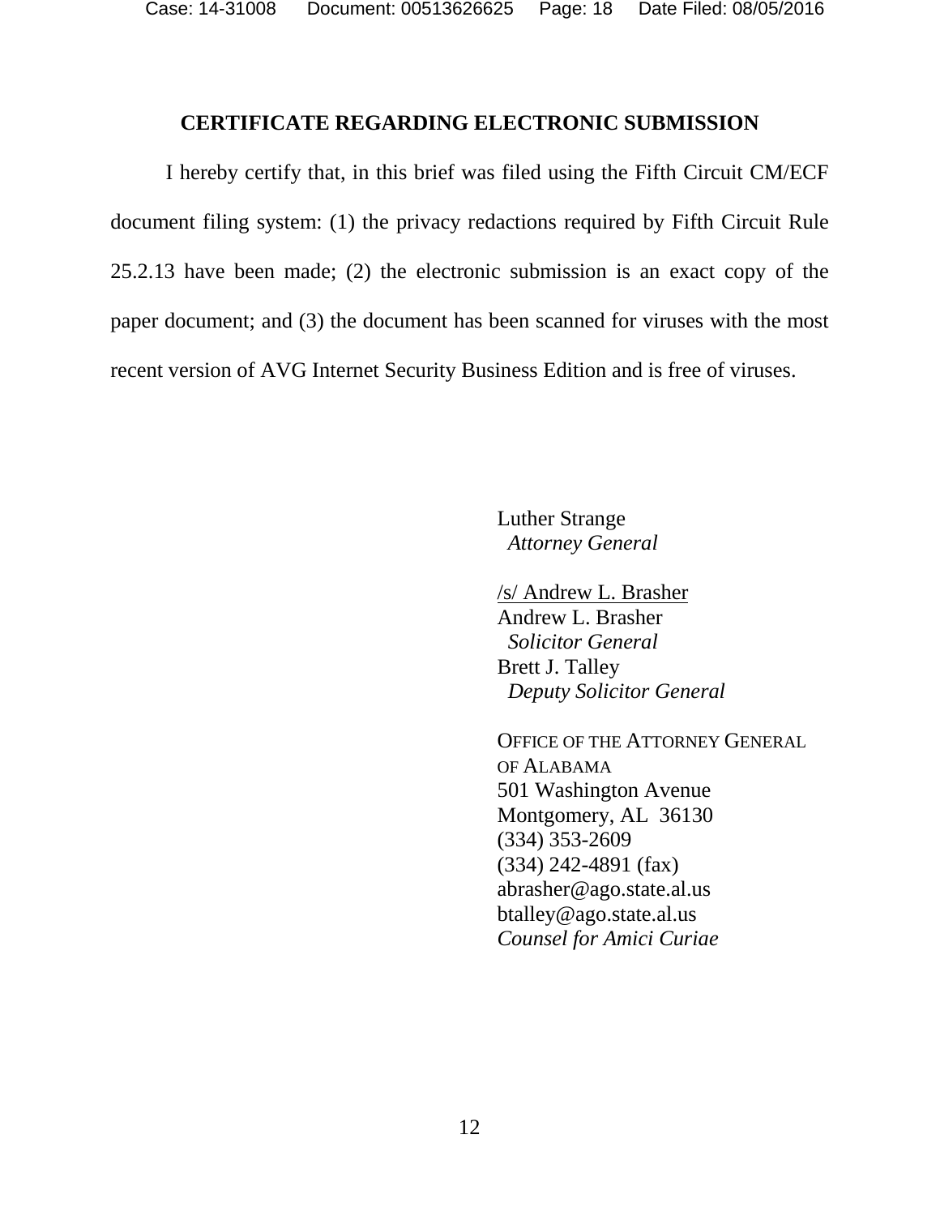## CERTIFICATE REGARDING ELECTRONIC SUBMISSION

I hereby certify that, in this brief was filed using the Fifth Circuit CM/ECF document filing system: (1) the privacy redactions required by Fifth Circuit Rule 25.2.13 have been made; (2) the electronic submission is an exact copy of the paper document; and (3) the document has been scanned for viruses with the most recent version of AVG Internet Security Business Edition and is free of viruses.

Luther Strange
*Attorney General*

/s/ Andrew L. Brasher
Andrew L. Brasher
*Solicitor General*
Brett J. Talley
*Deputy Solicitor General*

OFFICE OF THE ATTORNEY GENERAL OF ALABAMA
501 Washington Avenue
Montgomery, AL 36130
(334) 353-2609
(334) 242-4891 (fax)
abrasher@ago.state.al.us
btalley@ago.state.al.us
*Counsel for Amici Curiae*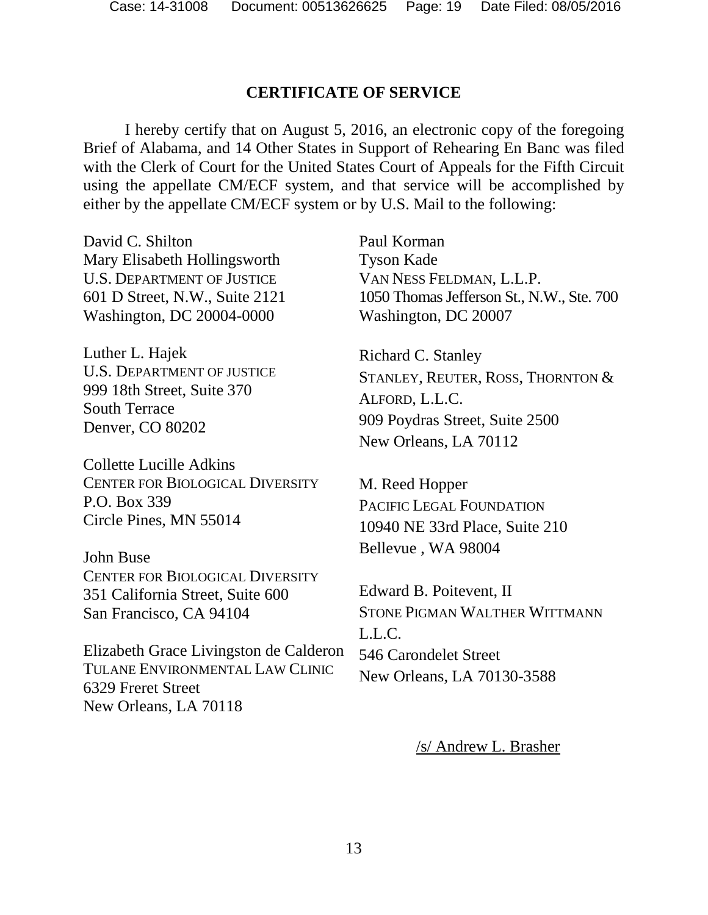## CERTIFICATE OF SERVICE

I hereby certify that on August 5, 2016, an electronic copy of the foregoing Brief of Alabama, and 14 Other States in Support of Rehearing En Banc was filed with the Clerk of Court for the United States Court of Appeals for the Fifth Circuit using the appellate CM/ECF system, and that service will be accomplished by either by the appellate CM/ECF system or by U.S. Mail to the following:

David C. Shilton
Mary Elisabeth Hollingsworth
U.S. DEPARTMENT OF JUSTICE
601 D Street, N.W., Suite 2121
Washington, DC 20004-0000

Luther L. Hajek
U.S. DEPARTMENT OF JUSTICE
999 18th Street, Suite 370
South Terrace
Denver, CO 80202

Collette Lucille Adkins
CENTER FOR BIOLOGICAL DIVERSITY
P.O. Box 339
Circle Pines, MN 55014

John Buse
CENTER FOR BIOLOGICAL DIVERSITY
351 California Street, Suite 600
San Francisco, CA 94104

Elizabeth Grace Livingston de Calderon
TULANE ENVIRONMENTAL LAW CLINIC
6329 Freret Street
New Orleans, LA 70118

Paul Korman
Tyson Kade
VAN NESS FELDMAN, L.L.P.
1050 Thomas Jefferson St., N.W., Ste. 700
Washington, DC 20007

Richard C. Stanley
STANLEY, REUTER, ROSS, THORNTON & ALFORD, L.L.C.
909 Poydras Street, Suite 2500
New Orleans, LA 70112

M. Reed Hopper
PACIFIC LEGAL FOUNDATION
10940 NE 33rd Place, Suite 210
Bellevue , WA 98004

Edward B. Poitevent, II
STONE PIGMAN WALTHER WITTMANN L.L.C.
546 Carondelet Street
New Orleans, LA 70130-3588

/s/ Andrew L. Brasher